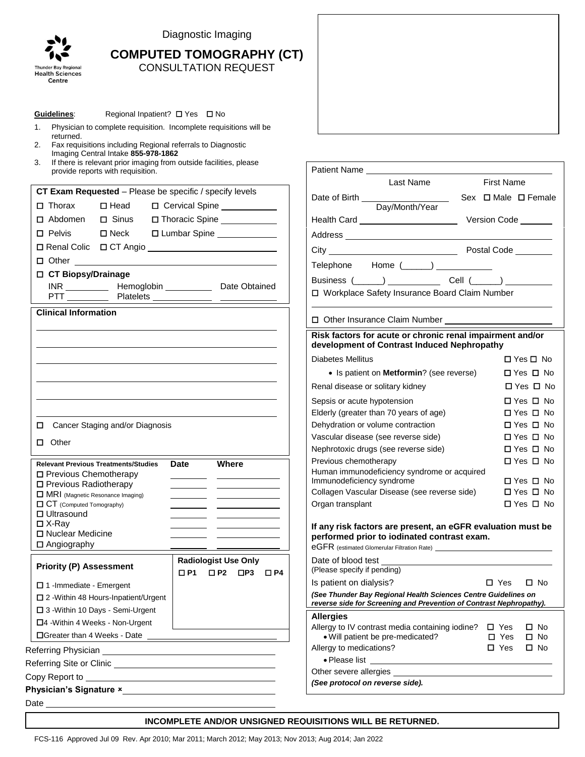Thunder Bay Regional Health Sciences Centre

Diagnostic Imaging

# COMPUTED TOMOGRAPHY (CT)

CONSULTATION REQUEST

**Guidelines**: Regional Inpatient? ☐ Yes ☐ No

1. Physician to complete requisition. Incomplete requisitions will be returned.
2. Fax requisitions including Regional referrals to Diagnostic Imaging Central Intake **855-978-1862**
3. If there is relevant prior imaging from outside facilities, please provide reports with requisition.

**CT Exam Requested** – Please be specific / specify levels

☐ Thorax ☐ Head ☐ Cervical Spine \_\_\_\_\_\_\_\_\_\_
☐ Abdomen ☐ Sinus ☐ Thoracic Spine \_\_\_\_\_\_\_\_\_\_
☐ Pelvis ☐ Neck ☐ Lumbar Spine \_\_\_\_\_\_\_\_\_\_
☐ Renal Colic ☐ CT Angio \_\_\_\_\_\_\_\_\_\_
☐ Other \_\_\_\_\_\_\_\_\_\_

☐ **CT Biopsy/Drainage**
INR \_\_\_\_\_\_ Hemoglobin \_\_\_\_\_\_ Date Obtained
PTT \_\_\_\_\_\_ Platelets \_\_\_\_\_\_ \_\_\_\_\_\_

**Clinical Information**

\_\_\_\_\_\_\_\_\_\_

☐ Cancer Staging and/or Diagnosis

☐ Other

| Relevant Previous Treatments/Studies | Date | Where |
|---|---|---|
| ☐ Previous Chemotherapy | | |
| ☐ Previous Radiotherapy | | |
| ☐ MRI (Magnetic Resonance Imaging) | | |
| ☐ CT (Computed Tomography) | | |
| ☐ Ultrasound | | |
| ☐ X-Ray | | |
| ☐ Nuclear Medicine | | |
| ☐ Angiography | | |

| Priority (P) Assessment | Radiologist Use Only ☐ P1 ☐ P2 ☐ P3 ☐ P4 |
|---|---|
| ☐ 1 -Immediate - Emergent | |
| ☐ 2 -Within 48 Hours-Inpatient/Urgent | |
| ☐ 3 -Within 10 Days - Semi-Urgent | |
| ☐ 4 -Within 4 Weeks - Non-Urgent | |
| ☐ Greater than 4 Weeks - Date \_\_\_\_\_\_ | |

Referring Physician \_\_\_\_\_\_\_\_\_\_

Referring Site or Clinic \_\_\_\_\_\_\_\_\_\_

Copy Report to \_\_\_\_\_\_\_\_\_\_

**Physician's Signature ×** \_\_\_\_\_\_\_\_\_\_

Date \_\_\_\_\_\_\_\_\_\_

Patient Name \_\_\_\_\_\_\_\_\_\_ (Last Name / First Name)

Date of Birth \_\_\_\_\_\_\_\_\_\_ (Day/Month/Year) Sex ☐ Male ☐ Female

Health Card \_\_\_\_\_\_\_\_\_\_ Version Code \_\_\_\_\_\_

Address \_\_\_\_\_\_\_\_\_\_

City \_\_\_\_\_\_\_\_\_\_ Postal Code \_\_\_\_\_\_

Telephone Home (\_\_\_\_\_\_) \_\_\_\_\_\_

Business (\_\_\_\_\_\_) \_\_\_\_\_\_ Cell (\_\_\_\_\_\_) \_\_\_\_\_\_

☐ Workplace Safety Insurance Board Claim Number \_\_\_\_\_\_\_\_\_\_

☐ Other Insurance Claim Number \_\_\_\_\_\_\_\_\_\_

**Risk factors for acute or chronic renal impairment and/or development of Contrast Induced Nephropathy**

| | |
|---|---|
| Diabetes Mellitus | ☐ Yes ☐ No |
| • Is patient on **Metformin**? (see reverse) | ☐ Yes ☐ No |
| Renal disease or solitary kidney | ☐ Yes ☐ No |
| Sepsis or acute hypotension | ☐ Yes ☐ No |
| Elderly (greater than 70 years of age) | ☐ Yes ☐ No |
| Dehydration or volume contraction | ☐ Yes ☐ No |
| Vascular disease (see reverse side) | ☐ Yes ☐ No |
| Nephrotoxic drugs (see reverse side) | ☐ Yes ☐ No |
| Previous chemotherapy | ☐ Yes ☐ No |
| Human immunodeficiency syndrome or acquired Immunodeficiency syndrome | ☐ Yes ☐ No |
| Collagen Vascular Disease (see reverse side) | ☐ Yes ☐ No |
| Organ transplant | ☐ Yes ☐ No |

**If any risk factors are present, an eGFR evaluation must be performed prior to iodinated contrast exam.**

eGFR (estimated Glomerular Filtration Rate) \_\_\_\_\_\_\_\_\_\_

Date of blood test \_\_\_\_\_\_\_\_\_\_
(Please specify if pending)

Is patient on dialysis? ☐ Yes ☐ No

***(See Thunder Bay Regional Health Sciences Centre Guidelines on reverse side for Screening and Prevention of Contrast Nephropathy).***

**Allergies**

| | |
|---|---|
| Allergy to IV contrast media containing iodine? | ☐ Yes ☐ No |
| • Will patient be pre-medicated? | ☐ Yes ☐ No |
| Allergy to medications? | ☐ Yes ☐ No |

• Please list \_\_\_\_\_\_\_\_\_\_

Other severe allergies \_\_\_\_\_\_\_\_\_\_

***(See protocol on reverse side).***

**INCOMPLETE AND/OR UNSIGNED REQUISITIONS WILL BE RETURNED.**

FCS-116 Approved Jul 09 Rev. Apr 2010; Mar 2011; March 2012; May 2013; Nov 2013; Aug 2014; Jan 2022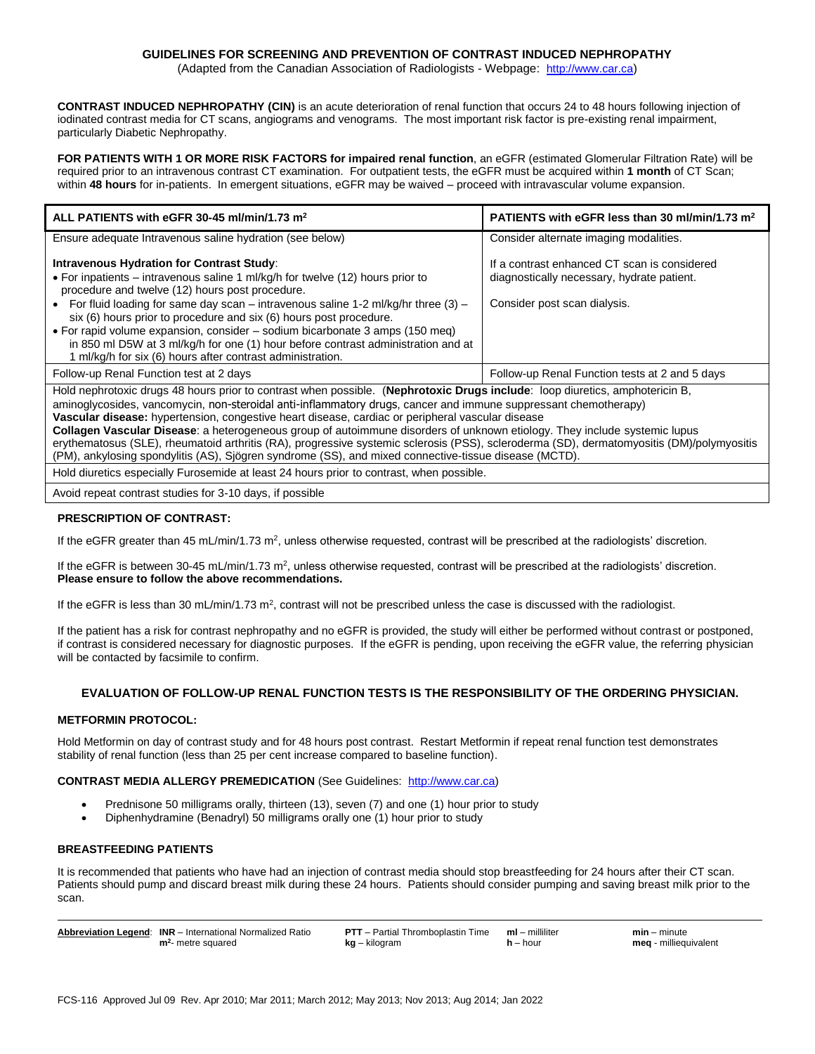## GUIDELINES FOR SCREENING AND PREVENTION OF CONTRAST INDUCED NEPHROPATHY

(Adapted from the Canadian Association of Radiologists - Webpage: http://www.car.ca)

**CONTRAST INDUCED NEPHROPATHY (CIN)** is an acute deterioration of renal function that occurs 24 to 48 hours following injection of iodinated contrast media for CT scans, angiograms and venograms. The most important risk factor is pre-existing renal impairment, particularly Diabetic Nephropathy.

**FOR PATIENTS WITH 1 OR MORE RISK FACTORS for impaired renal function**, an eGFR (estimated Glomerular Filtration Rate) will be required prior to an intravenous contrast CT examination. For outpatient tests, the eGFR must be acquired within **1 month** of CT Scan; within **48 hours** for in-patients. In emergent situations, eGFR may be waived – proceed with intravascular volume expansion.

| ALL PATIENTS with eGFR 30-45 ml/min/1.73 $m^2$ | PATIENTS with eGFR less than 30 ml/min/1.73 $m^2$ |
|---|---|
| Ensure adequate Intravenous saline hydration (see below) | Consider alternate imaging modalities. |
| **Intravenous Hydration for Contrast Study**:<br>• For inpatients – intravenous saline 1 ml/kg/h for twelve (12) hours prior to procedure and twelve (12) hours post procedure.<br>• For fluid loading for same day scan – intravenous saline 1-2 ml/kg/hr three (3) – six (6) hours prior to procedure and six (6) hours post procedure.<br>• For rapid volume expansion, consider – sodium bicarbonate 3 amps (150 meq) in 850 ml D5W at 3 ml/kg/h for one (1) hour before contrast administration and at 1 ml/kg/h for six (6) hours after contrast administration. | If a contrast enhanced CT scan is considered diagnostically necessary, hydrate patient.<br><br>Consider post scan dialysis. |
| Follow-up Renal Function test at 2 days | Follow-up Renal Function tests at 2 and 5 days |
| Hold nephrotoxic drugs 48 hours prior to contrast when possible. (**Nephrotoxic Drugs include**: loop diuretics, amphotericin B, aminoglycosides, vancomycin, non-steroidal anti-inflammatory drugs, cancer and immune suppressant chemotherapy)<br>**Vascular disease:** hypertension, congestive heart disease, cardiac or peripheral vascular disease<br>**Collagen Vascular Disease**: a heterogeneous group of autoimmune disorders of unknown etiology. They include systemic lupus erythematosus (SLE), rheumatoid arthritis (RA), progressive systemic sclerosis (PSS), scleroderma (SD), dermatomyositis (DM)/polymyositis (PM), ankylosing spondylitis (AS), Sjögren syndrome (SS), and mixed connective-tissue disease (MCTD). | |
| Hold diuretics especially Furosemide at least 24 hours prior to contrast, when possible. | |
| Avoid repeat contrast studies for 3-10 days, if possible | |

### PRESCRIPTION OF CONTRAST:

If the eGFR greater than 45 mL/min/1.73 $m^2$, unless otherwise requested, contrast will be prescribed at the radiologists' discretion.

If the eGFR is between 30-45 mL/min/1.73 $m^2$, unless otherwise requested, contrast will be prescribed at the radiologists' discretion. **Please ensure to follow the above recommendations.**

If the eGFR is less than 30 mL/min/1.73 $m^2$, contrast will not be prescribed unless the case is discussed with the radiologist.

If the patient has a risk for contrast nephropathy and no eGFR is provided, the study will either be performed without contrast or postponed, if contrast is considered necessary for diagnostic purposes. If the eGFR is pending, upon receiving the eGFR value, the referring physician will be contacted by facsimile to confirm.

### EVALUATION OF FOLLOW-UP RENAL FUNCTION TESTS IS THE RESPONSIBILITY OF THE ORDERING PHYSICIAN.

### METFORMIN PROTOCOL:

Hold Metformin on day of contrast study and for 48 hours post contrast. Restart Metformin if repeat renal function test demonstrates stability of renal function (less than 25 per cent increase compared to baseline function).

**CONTRAST MEDIA ALLERGY PREMEDICATION** (See Guidelines: http://www.car.ca)

- Prednisone 50 milligrams orally, thirteen (13), seven (7) and one (1) hour prior to study
- Diphenhydramine (Benadryl) 50 milligrams orally one (1) hour prior to study

### BREASTFEEDING PATIENTS

It is recommended that patients who have had an injection of contrast media should stop breastfeeding for 24 hours after their CT scan. Patients should pump and discard breast milk during these 24 hours. Patients should consider pumping and saving breast milk prior to the scan.

**Abbreviation Legend**: **INR** – International Normalized Ratio; **$m^2$** - metre squared; **PTT** – Partial Thromboplastin Time; **kg** – kilogram; **ml** – milliliter; **h** – hour; **min** – minute; **meq** - milliequivalent

FCS-116 Approved Jul 09 Rev. Apr 2010; Mar 2011; March 2012; May 2013; Nov 2013; Aug 2014; Jan 2022